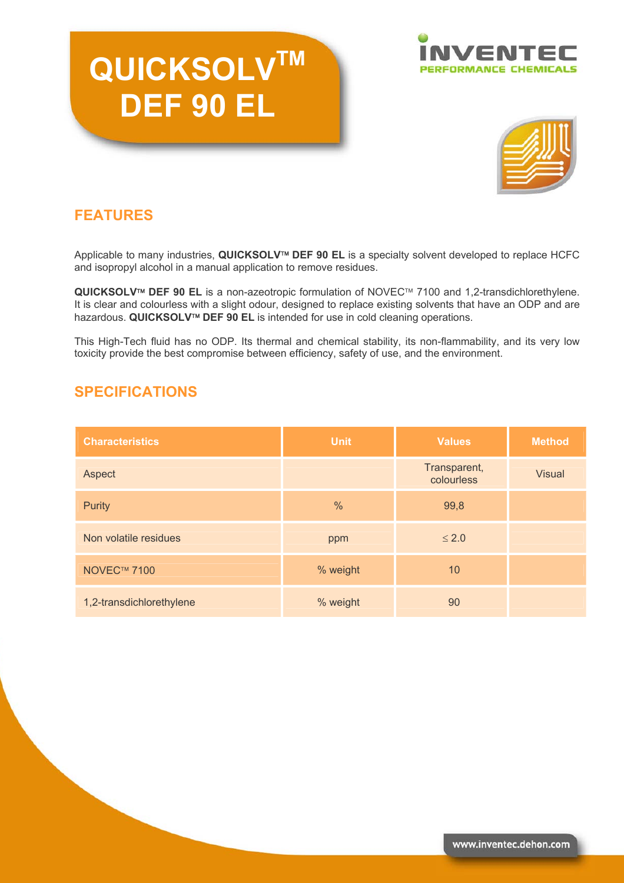# QUICKSOLV™ DEF 90 EL

INVENTEC
PERFORMANCE CHEMICALS

## FEATURES

Applicable to many industries, **QUICKSOLV™ DEF 90 EL** is a specialty solvent developed to replace HCFC and isopropyl alcohol in a manual application to remove residues.

**QUICKSOLV™ DEF 90 EL** is a non-azeotropic formulation of NOVEC™ 7100 and 1,2-transdichlorethylene. It is clear and colourless with a slight odour, designed to replace existing solvents that have an ODP and are hazardous. **QUICKSOLV™ DEF 90 EL** is intended for use in cold cleaning operations.

This High-Tech fluid has no ODP. Its thermal and chemical stability, its non-flammability, and its very low toxicity provide the best compromise between efficiency, safety of use, and the environment.

## SPECIFICATIONS

| Characteristics | Unit | Values | Method |
|---|---|---|---|
| Aspect | | Transparent, colourless | Visual |
| Purity | % | 99,8 | |
| Non volatile residues | ppm | ≤ 2.0 | |
| NOVEC™ 7100 | % weight | 10 | |
| 1,2-transdichlorethylene | % weight | 90 | |

www.inventec.dehon.com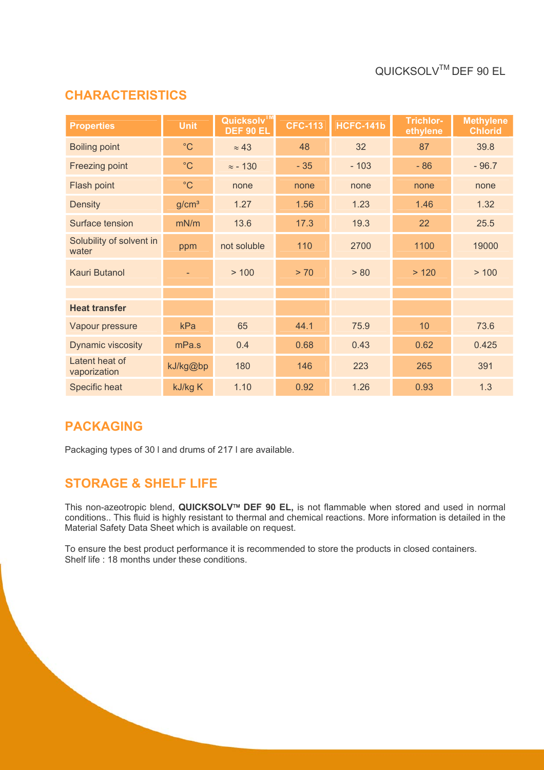## CHARACTERISTICS

| Properties | Unit | Quicksolv™ DEF 90 EL | CFC-113 | HCFC-141b | Trichlor-ethylene | Methylene Chlorid |
|---|---|---|---|---|---|---|
| Boiling point | °C | ≈ 43 | 48 | 32 | 87 | 39.8 |
| Freezing point | °C | ≈ - 130 | - 35 | - 103 | - 86 | - 96.7 |
| Flash point | °C | none | none | none | none | none |
| Density | g/cm³ | 1.27 | 1.56 | 1.23 | 1.46 | 1.32 |
| Surface tension | mN/m | 13.6 | 17.3 | 19.3 | 22 | 25.5 |
| Solubility of solvent in water | ppm | not soluble | 110 | 2700 | 1100 | 19000 |
| Kauri Butanol | - | > 100 | > 70 | > 80 | > 120 | > 100 |
| | | | | | | |
| **Heat transfer** | | | | | | |
| Vapour pressure | kPa | 65 | 44.1 | 75.9 | 10 | 73.6 |
| Dynamic viscosity | mPa.s | 0.4 | 0.68 | 0.43 | 0.62 | 0.425 |
| Latent heat of vaporization | kJ/kg@bp | 180 | 146 | 223 | 265 | 391 |
| Specific heat | kJ/kg K | 1.10 | 0.92 | 1.26 | 0.93 | 1.3 |

## PACKAGING

Packaging types of 30 l and drums of 217 l are available.

## STORAGE & SHELF LIFE

This non-azeotropic blend, **QUICKSOLV™ DEF 90 EL,** is not flammable when stored and used in normal conditions.. This fluid is highly resistant to thermal and chemical reactions. More information is detailed in the Material Safety Data Sheet which is available on request.

To ensure the best product performance it is recommended to store the products in closed containers.
Shelf life : 18 months under these conditions.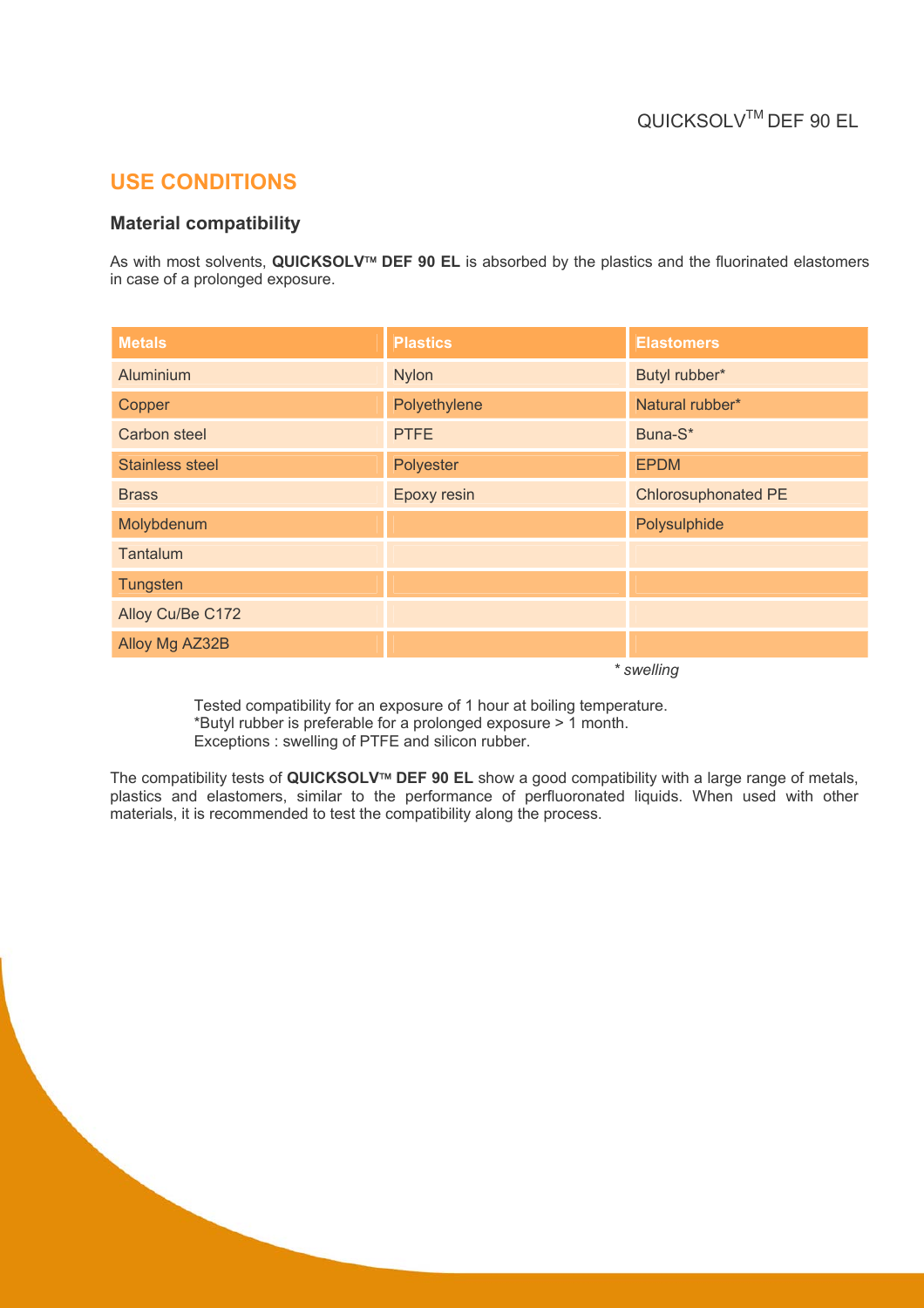## USE CONDITIONS

### Material compatibility

As with most solvents, **QUICKSOLV™ DEF 90 EL** is absorbed by the plastics and the fluorinated elastomers in case of a prolonged exposure.

| Metals | Plastics | Elastomers |
|---|---|---|
| Aluminium | Nylon | Butyl rubber* |
| Copper | Polyethylene | Natural rubber* |
| Carbon steel | PTFE | Buna-S* |
| Stainless steel | Polyester | EPDM |
| Brass | Epoxy resin | Chlorosuphonated PE |
| Molybdenum | | Polysulphide |
| Tantalum | | |
| Tungsten | | |
| Alloy Cu/Be C172 | | |
| Alloy Mg AZ32B | | |

*\* swelling*

Tested compatibility for an exposure of 1 hour at boiling temperature.
*Butyl rubber is preferable for a prolonged exposure > 1 month.
Exceptions : swelling of PTFE and silicon rubber.

The compatibility tests of **QUICKSOLV™ DEF 90 EL** show a good compatibility with a large range of metals, plastics and elastomers, similar to the performance of perfluoronated liquids. When used with other materials, it is recommended to test the compatibility along the process.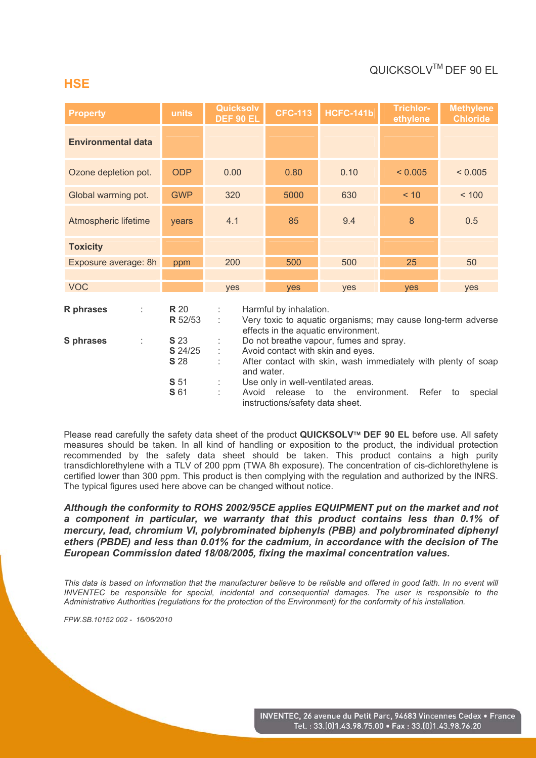QUICKSOLV™ DEF 90 EL

## HSE

| Property | units | Quicksolv DEF 90 EL | CFC-113 | HCFC-141b | Trichlor-ethylene | Methylene Chloride |
|---|---|---|---|---|---|---|
| **Environmental data** | | | | | | |
| Ozone depletion pot. | ODP | 0.00 | 0.80 | 0.10 | < 0.005 | < 0.005 |
| Global warming pot. | GWP | 320 | 5000 | 630 | < 10 | < 100 |
| Atmospheric lifetime | years | 4.1 | 85 | 9.4 | 8 | 0.5 |
| **Toxicity** | | | | | | |
| Exposure average: 8h | ppm | 200 | 500 | 500 | 25 | 50 |
| | | | | | | |
| VOC | | yes | yes | yes | yes | yes |

**R phrases** :
- **R** 20 : Harmful by inhalation.
- **R** 52/53 : Very toxic to aquatic organisms; may cause long-term adverse effects in the aquatic environment.

**S phrases** :
- **S** 23 : Do not breathe vapour, fumes and spray.
- **S** 24/25 : Avoid contact with skin and eyes.
- **S** 28 : After contact with skin, wash immediately with plenty of soap and water.
- **S** 51 : Use only in well-ventilated areas.
- **S** 61 : Avoid release to the environment. Refer to special instructions/safety data sheet.

Please read carefully the safety data sheet of the product **QUICKSOLV™ DEF 90 EL** before use. All safety measures should be taken. In all kind of handling or exposition to the product, the individual protection recommended by the safety data sheet should be taken. This product contains a high purity transdichlorethylene with a TLV of 200 ppm (TWA 8h exposure). The concentration of cis-dichlorethylene is certified lower than 300 ppm. This product is then complying with the regulation and authorized by the INRS. The typical figures used here above can be changed without notice.

***Although the conformity to ROHS 2002/95CE applies EQUIPMENT put on the market and not a component in particular, we warranty that this product contains less than 0.1% of mercury, lead, chromium VI, polybrominated biphenyls (PBB) and polybrominated diphenyl ethers (PBDE) and less than 0.01% for the cadmium, in accordance with the decision of The European Commission dated 18/08/2005, fixing the maximal concentration values.***

*This data is based on information that the manufacturer believe to be reliable and offered in good faith. In no event will INVENTEC be responsible for special, incidental and consequential damages. The user is responsible to the Administrative Authorities (regulations for the protection of the Environment) for the conformity of his installation.*

*FPW.SB.10152 002 - 16/06/2010*

INVENTEC, 26 avenue du Petit Parc, 94683 Vincennes Cedex • France
Tel. : 33.(0)1.43.98.75.00 • Fax : 33.(0)1.43.98.76.20